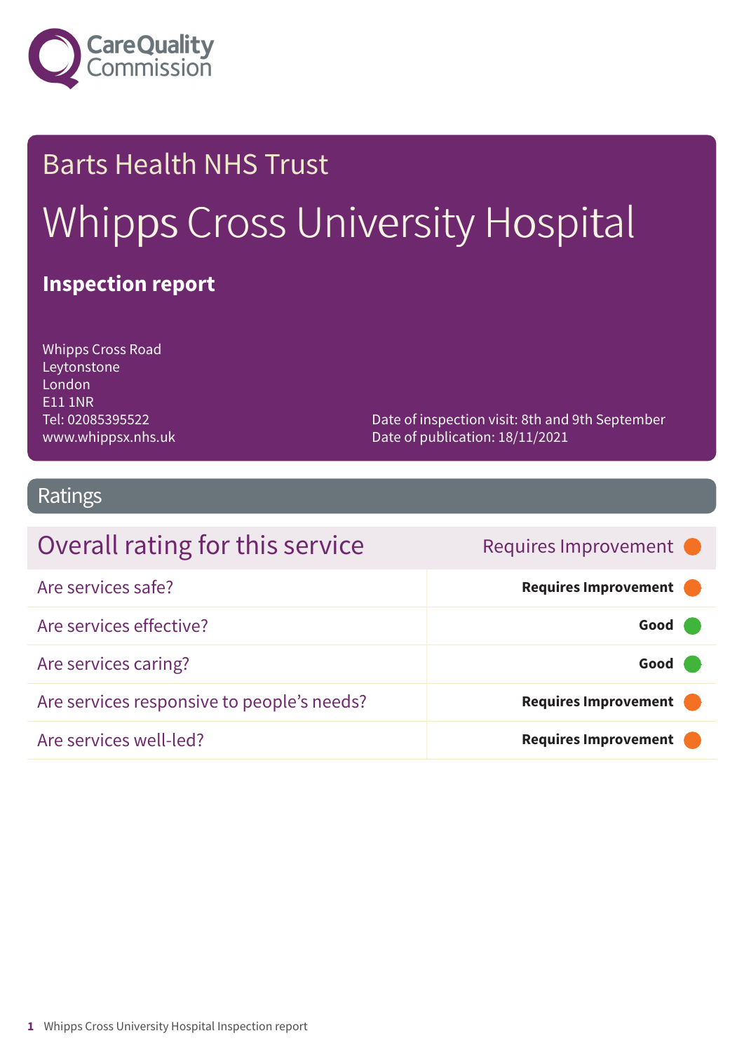Care Quality Commission

# Barts Health NHS Trust

# Whipps Cross University Hospital

**Inspection report**

Whipps Cross Road
Leytonstone
London
E11 1NR
Tel: 02085395522
www.whippsx.nhs.uk

Date of inspection visit: 8th and 9th September
Date of publication: 18/11/2021

## Ratings

| Overall rating for this service | Requires Improvement |
|---|---|
| Are services safe? | **Requires Improvement** |
| Are services effective? | **Good** |
| Are services caring? | **Good** |
| Are services responsive to people's needs? | **Requires Improvement** |
| Are services well-led? | **Requires Improvement** |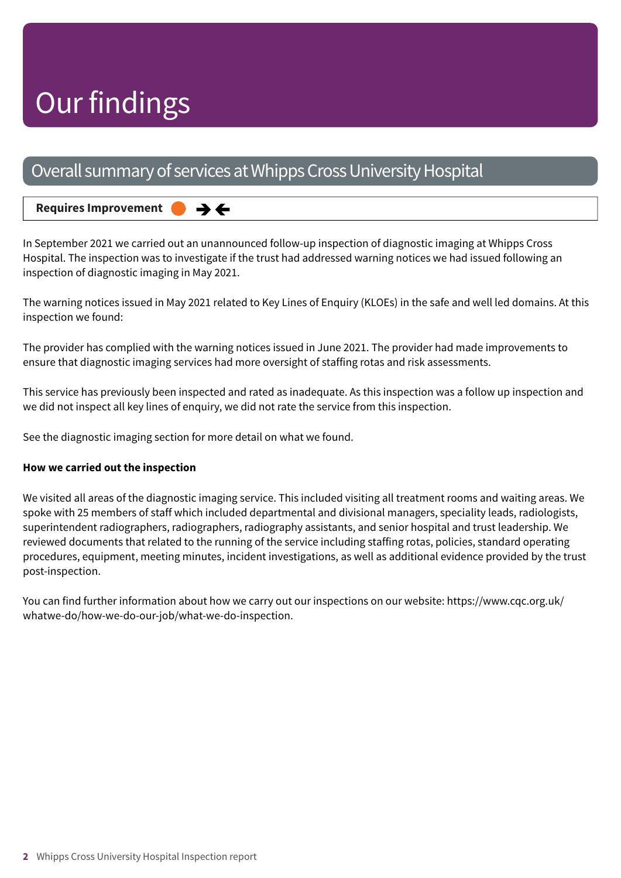# Our findings

## Overall summary of services at Whipps Cross University Hospital

**Requires Improvement** ➔🡐

In September 2021 we carried out an unannounced follow-up inspection of diagnostic imaging at Whipps Cross Hospital. The inspection was to investigate if the trust had addressed warning notices we had issued following an inspection of diagnostic imaging in May 2021.

The warning notices issued in May 2021 related to Key Lines of Enquiry (KLOEs) in the safe and well led domains. At this inspection we found:

The provider has complied with the warning notices issued in June 2021. The provider had made improvements to ensure that diagnostic imaging services had more oversight of staffing rotas and risk assessments.

This service has previously been inspected and rated as inadequate. As this inspection was a follow up inspection and we did not inspect all key lines of enquiry, we did not rate the service from this inspection.

See the diagnostic imaging section for more detail on what we found.

**How we carried out the inspection**

We visited all areas of the diagnostic imaging service. This included visiting all treatment rooms and waiting areas. We spoke with 25 members of staff which included departmental and divisional managers, speciality leads, radiologists, superintendent radiographers, radiographers, radiography assistants, and senior hospital and trust leadership. We reviewed documents that related to the running of the service including staffing rotas, policies, standard operating procedures, equipment, meeting minutes, incident investigations, as well as additional evidence provided by the trust post-inspection.

You can find further information about how we carry out our inspections on our website: https://www.cqc.org.uk/whatwe-do/how-we-do-our-job/what-we-do-inspection.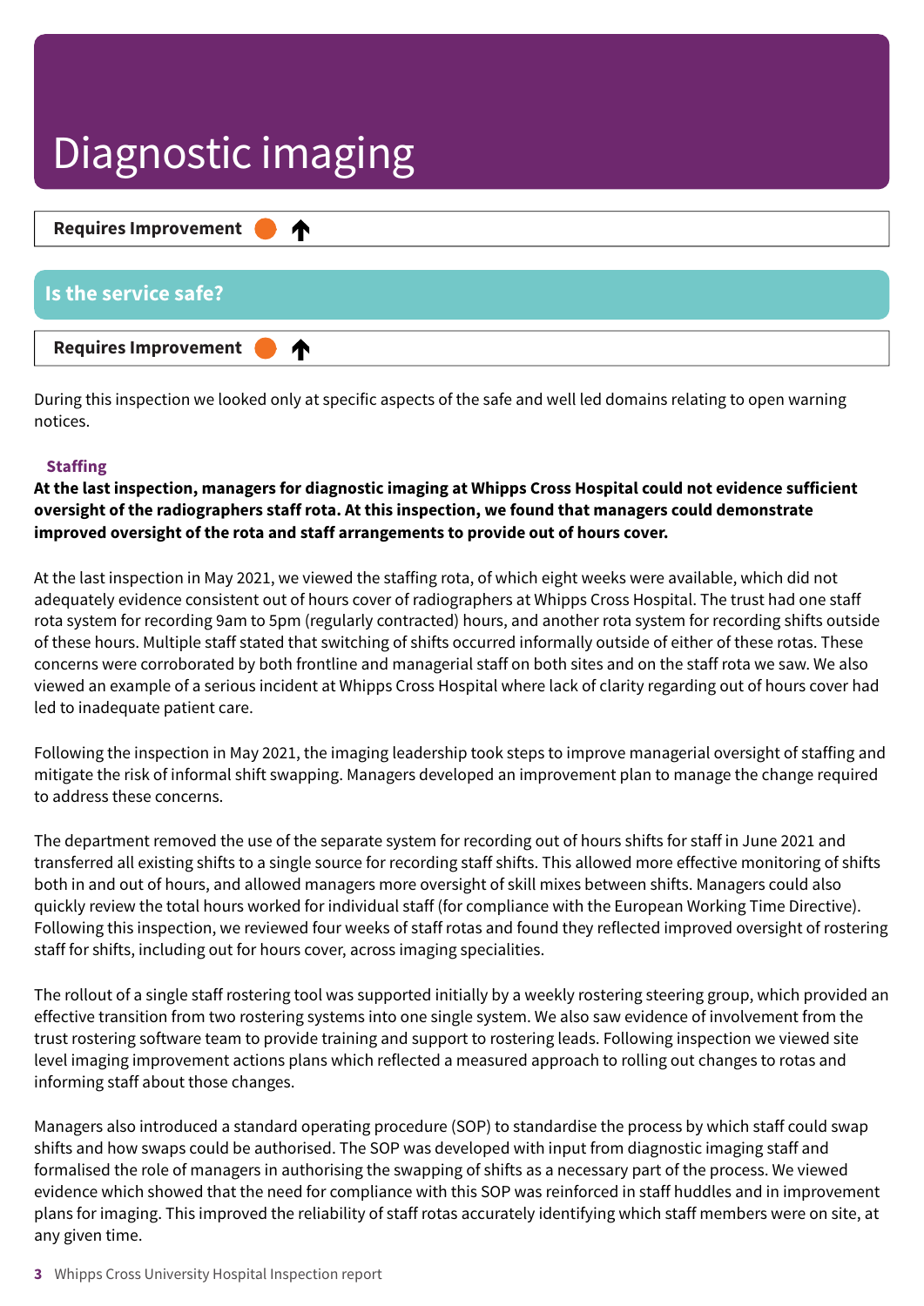# Diagnostic imaging

**Requires Improvement** ↑

## Is the service safe?

**Requires Improvement** ↑

During this inspection we looked only at specific aspects of the safe and well led domains relating to open warning notices.

### Staffing

**At the last inspection, managers for diagnostic imaging at Whipps Cross Hospital could not evidence sufficient oversight of the radiographers staff rota. At this inspection, we found that managers could demonstrate improved oversight of the rota and staff arrangements to provide out of hours cover.**

At the last inspection in May 2021, we viewed the staffing rota, of which eight weeks were available, which did not adequately evidence consistent out of hours cover of radiographers at Whipps Cross Hospital. The trust had one staff rota system for recording 9am to 5pm (regularly contracted) hours, and another rota system for recording shifts outside of these hours. Multiple staff stated that switching of shifts occurred informally outside of either of these rotas. These concerns were corroborated by both frontline and managerial staff on both sites and on the staff rota we saw. We also viewed an example of a serious incident at Whipps Cross Hospital where lack of clarity regarding out of hours cover had led to inadequate patient care.

Following the inspection in May 2021, the imaging leadership took steps to improve managerial oversight of staffing and mitigate the risk of informal shift swapping. Managers developed an improvement plan to manage the change required to address these concerns.

The department removed the use of the separate system for recording out of hours shifts for staff in June 2021 and transferred all existing shifts to a single source for recording staff shifts. This allowed more effective monitoring of shifts both in and out of hours, and allowed managers more oversight of skill mixes between shifts. Managers could also quickly review the total hours worked for individual staff (for compliance with the European Working Time Directive). Following this inspection, we reviewed four weeks of staff rotas and found they reflected improved oversight of rostering staff for shifts, including out for hours cover, across imaging specialities.

The rollout of a single staff rostering tool was supported initially by a weekly rostering steering group, which provided an effective transition from two rostering systems into one single system. We also saw evidence of involvement from the trust rostering software team to provide training and support to rostering leads. Following inspection we viewed site level imaging improvement actions plans which reflected a measured approach to rolling out changes to rotas and informing staff about those changes.

Managers also introduced a standard operating procedure (SOP) to standardise the process by which staff could swap shifts and how swaps could be authorised. The SOP was developed with input from diagnostic imaging staff and formalised the role of managers in authorising the swapping of shifts as a necessary part of the process. We viewed evidence which showed that the need for compliance with this SOP was reinforced in staff huddles and in improvement plans for imaging. This improved the reliability of staff rotas accurately identifying which staff members were on site, at any given time.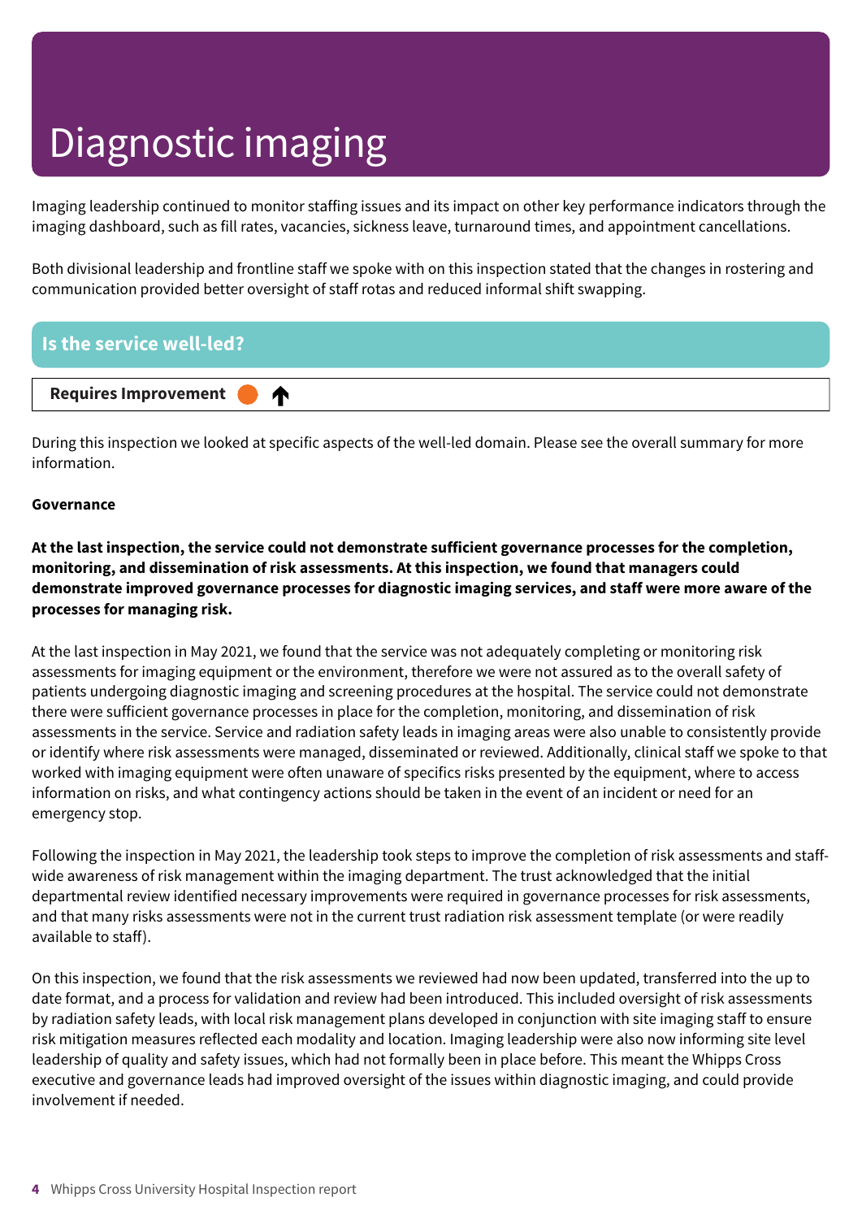# Diagnostic imaging

Imaging leadership continued to monitor staffing issues and its impact on other key performance indicators through the imaging dashboard, such as fill rates, vacancies, sickness leave, turnaround times, and appointment cancellations.

Both divisional leadership and frontline staff we spoke with on this inspection stated that the changes in rostering and communication provided better oversight of staff rotas and reduced informal shift swapping.

## Is the service well-led?

**Requires Improvement** ↑

During this inspection we looked at specific aspects of the well-led domain. Please see the overall summary for more information.

**Governance**

**At the last inspection, the service could not demonstrate sufficient governance processes for the completion, monitoring, and dissemination of risk assessments. At this inspection, we found that managers could demonstrate improved governance processes for diagnostic imaging services, and staff were more aware of the processes for managing risk.**

At the last inspection in May 2021, we found that the service was not adequately completing or monitoring risk assessments for imaging equipment or the environment, therefore we were not assured as to the overall safety of patients undergoing diagnostic imaging and screening procedures at the hospital. The service could not demonstrate there were sufficient governance processes in place for the completion, monitoring, and dissemination of risk assessments in the service. Service and radiation safety leads in imaging areas were also unable to consistently provide or identify where risk assessments were managed, disseminated or reviewed. Additionally, clinical staff we spoke to that worked with imaging equipment were often unaware of specifics risks presented by the equipment, where to access information on risks, and what contingency actions should be taken in the event of an incident or need for an emergency stop.

Following the inspection in May 2021, the leadership took steps to improve the completion of risk assessments and staff-wide awareness of risk management within the imaging department. The trust acknowledged that the initial departmental review identified necessary improvements were required in governance processes for risk assessments, and that many risks assessments were not in the current trust radiation risk assessment template (or were readily available to staff).

On this inspection, we found that the risk assessments we reviewed had now been updated, transferred into the up to date format, and a process for validation and review had been introduced. This included oversight of risk assessments by radiation safety leads, with local risk management plans developed in conjunction with site imaging staff to ensure risk mitigation measures reflected each modality and location. Imaging leadership were also now informing site level leadership of quality and safety issues, which had not formally been in place before. This meant the Whipps Cross executive and governance leads had improved oversight of the issues within diagnostic imaging, and could provide involvement if needed.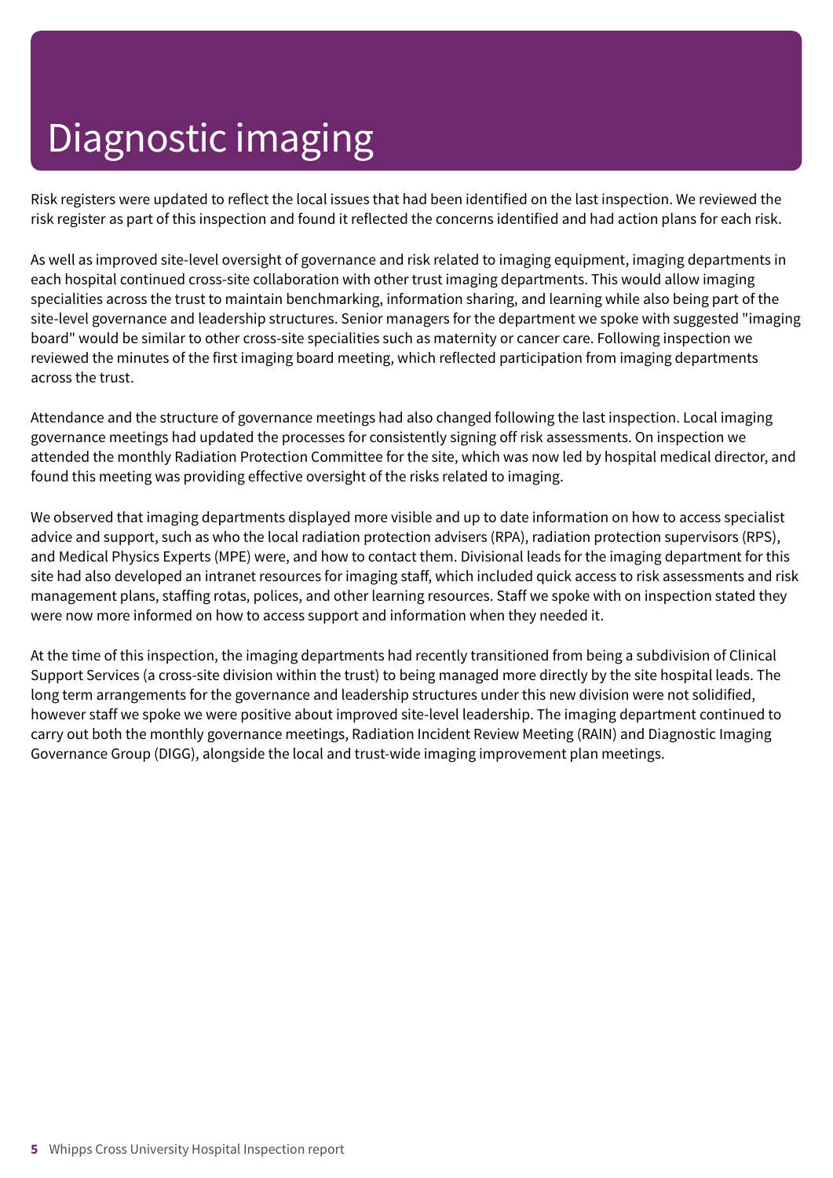# Diagnostic imaging

Risk registers were updated to reflect the local issues that had been identified on the last inspection. We reviewed the risk register as part of this inspection and found it reflected the concerns identified and had action plans for each risk.

As well as improved site-level oversight of governance and risk related to imaging equipment, imaging departments in each hospital continued cross-site collaboration with other trust imaging departments. This would allow imaging specialities across the trust to maintain benchmarking, information sharing, and learning while also being part of the site-level governance and leadership structures. Senior managers for the department we spoke with suggested "imaging board" would be similar to other cross-site specialities such as maternity or cancer care. Following inspection we reviewed the minutes of the first imaging board meeting, which reflected participation from imaging departments across the trust.

Attendance and the structure of governance meetings had also changed following the last inspection. Local imaging governance meetings had updated the processes for consistently signing off risk assessments. On inspection we attended the monthly Radiation Protection Committee for the site, which was now led by hospital medical director, and found this meeting was providing effective oversight of the risks related to imaging.

We observed that imaging departments displayed more visible and up to date information on how to access specialist advice and support, such as who the local radiation protection advisers (RPA), radiation protection supervisors (RPS), and Medical Physics Experts (MPE) were, and how to contact them. Divisional leads for the imaging department for this site had also developed an intranet resources for imaging staff, which included quick access to risk assessments and risk management plans, staffing rotas, polices, and other learning resources. Staff we spoke with on inspection stated they were now more informed on how to access support and information when they needed it.

At the time of this inspection, the imaging departments had recently transitioned from being a subdivision of Clinical Support Services (a cross-site division within the trust) to being managed more directly by the site hospital leads. The long term arrangements for the governance and leadership structures under this new division were not solidified, however staff we spoke we were positive about improved site-level leadership. The imaging department continued to carry out both the monthly governance meetings, Radiation Incident Review Meeting (RAIN) and Diagnostic Imaging Governance Group (DIGG), alongside the local and trust-wide imaging improvement plan meetings.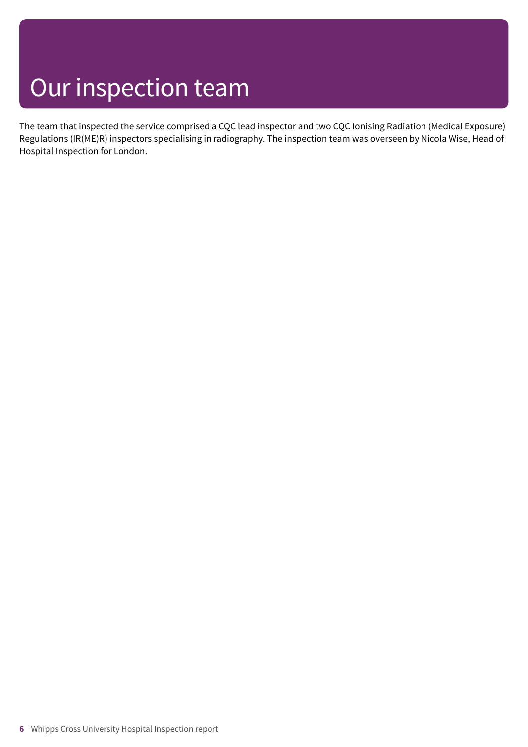# Our inspection team

The team that inspected the service comprised a CQC lead inspector and two CQC Ionising Radiation (Medical Exposure) Regulations (IR(ME)R) inspectors specialising in radiography. The inspection team was overseen by Nicola Wise, Head of Hospital Inspection for London.